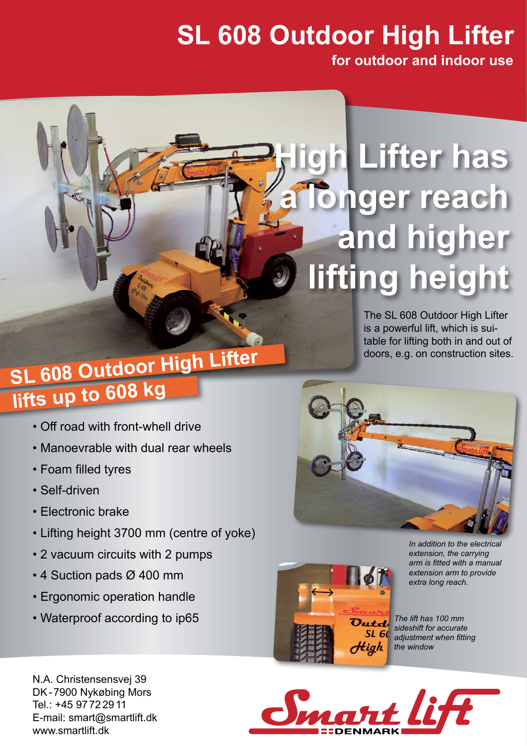# SL 608 Outdoor High Lifter

**for outdoor and indoor use**

## High Lifter has a longer reach and higher lifting height

The SL 608 Outdoor High Lifter is a powerful lift, which is suitable for lifting both in and out of doors, e.g. on construction sites.

## SL 608 Outdoor High Lifter lifts up to 608 kg

- Off road with front-whell drive
- Manoevrable with dual rear wheels
- Foam filled tyres
- Self-driven
- Electronic brake
- Lifting height 3700 mm (centre of yoke)
- 2 vacuum circuits with 2 pumps
- 4 Suction pads Ø 400 mm
- Ergonomic operation handle
- Waterproof according to ip65

*In addition to the electrical extension, the carrying arm is fitted with a manual extension arm to provide extra long reach.*

*The lift has 100 mm sideshift for accurate adjustment when fitting the window*

N.A. Christensensvej 39
DK-7900 Nykøbing Mors
Tel.: +45 97 72 29 11
E-mail: smart@smartlift.dk
www.smartlift.dk

Smart lift DENMARK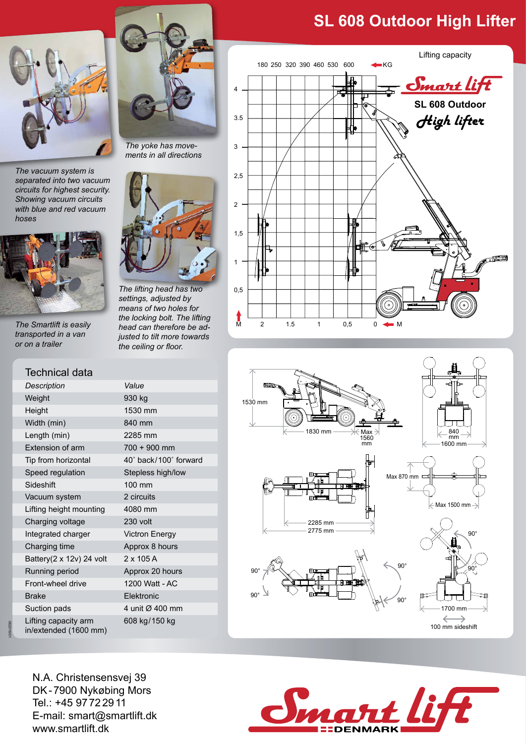# SL 608 Outdoor High Lifter

*The vacuum system is separated into two vacuum circuits for highest security. Showing vacuum circuits with blue and red vacuum hoses*

*The yoke has movements in all directions*

*The Smartlift is easily transported in a van or on a trailer*

*The lifting head has two settings, adjusted by means of two holes for the locking bolt. The lifting head can therefore be adjusted to tilt more towards the ceiling or floor.*

Lifting capacity

180 250 320 390 460 530 600 KG

4
3.5
3
2,5
2
1,5
1
0,5
M

2 1.5 1 0,5 0 M

Smart lift
SL 608 Outdoor
High lifter

1530 mm
1830 mm
Max 1560 mm
840 mm
1600 mm
Max 870 mm
Max 1500 mm
2285 mm
2775 mm
90°
90°
90°
90°
90°
90°
1700 mm
100 mm sideshift

## Technical data

| Description | Value |
|---|---|
| Weight | 930 kg |
| Height | 1530 mm |
| Width (min) | 840 mm |
| Length (min) | 2285 mm |
| Extension of arm | 700 + 900 mm |
| Tip from horizontal | 40˚ back/100˚ forward |
| Speed regulation | Stepless high/low |
| Sideshift | 100 mm |
| Vacuum system | 2 circuits |
| Lifting height mounting | 4080 mm |
| Charging voltage | 230 volt |
| Integrated charger | Victron Energy |
| Charging time | Approx 8 hours |
| Battery(2 x 12v) 24 volt | 2 x 105 A |
| Running period | Approx 20 hours |
| Front-wheel drive | 1200 Watt - AC |
| Brake | Elektronic |
| Suction pads | 4 unit Ø 400 mm |
| Lifting capacity arm in/extended (1600 mm) | 608 kg/150 kg |

N.A. Christensensvej 39
DK-7900 Nykøbing Mors
Tel.: +45 97 72 29 11
E-mail: smart@smartlift.dk
www.smartlift.dk

Smart lift DENMARK